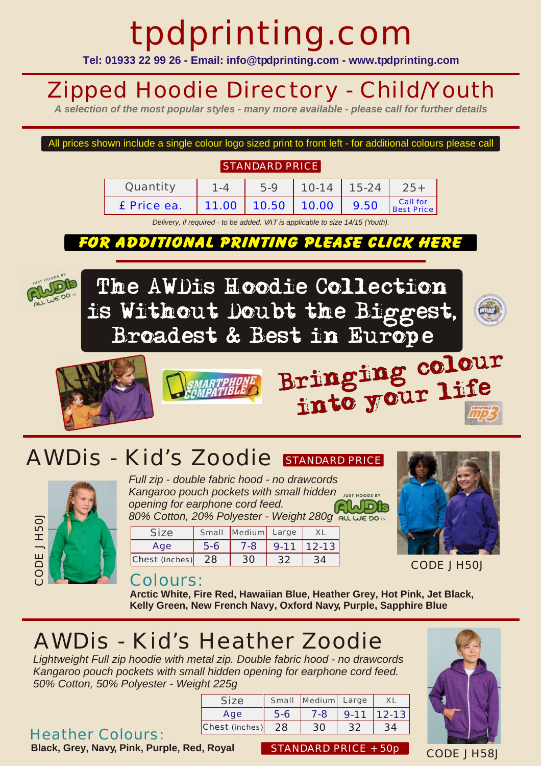# tpdprinting.com

**Tel: 01933 22 99 26 - Email: info@tpdprinting.com - www.tpdprinting.com**

## Zipped Hoodie Directory - Child/Youth

***A selection of the most popular styles - many more available - please call for further details***

All prices shown include a single colour logo sized print to front left - for additional colours please call

STANDARD PRICE

| Quantity | 1-4 | 5-9 | 10-14 | 15-24 | 25+ |
|---|---|---|---|---|---|
| £ Price ea. | 11.00 | 10.50 | 10.00 | 9.50 | Call for Best Price |

*Delivery, if required - to be added. VAT is applicable to size 14/15 (Youth).*

**FOR ADDITIONAL PRINTING PLEASE CLICK HERE**

The AWDis Hoodie Collection is Without Doubt the Biggest, Broadest & Best in Europe

SMARTPHONE COMPATIBLE

Bringing colour into your life

## AWDis - Kid's Zoodie

STANDARD PRICE

CODE J H50J

*Full zip - double fabric hood - no drawcords*
*Kangaroo pouch pockets with small hidden opening for earphone cord feed.*
*80% Cotton, 20% Polyester - Weight 280g*

| Size | Small | Medium | Large | XL |
|---|---|---|---|---|
| Age | 5-6 | 7-8 | 9-11 | 12-13 |
| Chest (inches) | 28 | 30 | 32 | 34 |

CODE J H50J

### Colours:

**Arctic White, Fire Red, Hawaiian Blue, Heather Grey, Hot Pink, Jet Black, Kelly Green, New French Navy, Oxford Navy, Purple, Sapphire Blue**

## AWDis - Kid's Heather Zoodie

*Lightweight Full zip hoodie with metal zip. Double fabric hood - no drawcords*
*Kangaroo pouch pockets with small hidden opening for earphone cord feed.*
*50% Cotton, 50% Polyester - Weight 225g*

| Size | Small | Medium | Large | XL |
|---|---|---|---|---|
| Age | 5-6 | 7-8 | 9-11 | 12-13 |
| Chest (inches) | 28 | 30 | 32 | 34 |

### Heather Colours:

**Black, Grey, Navy, Pink, Purple, Red, Royal**

STANDARD PRICE +50p

CODE J H58J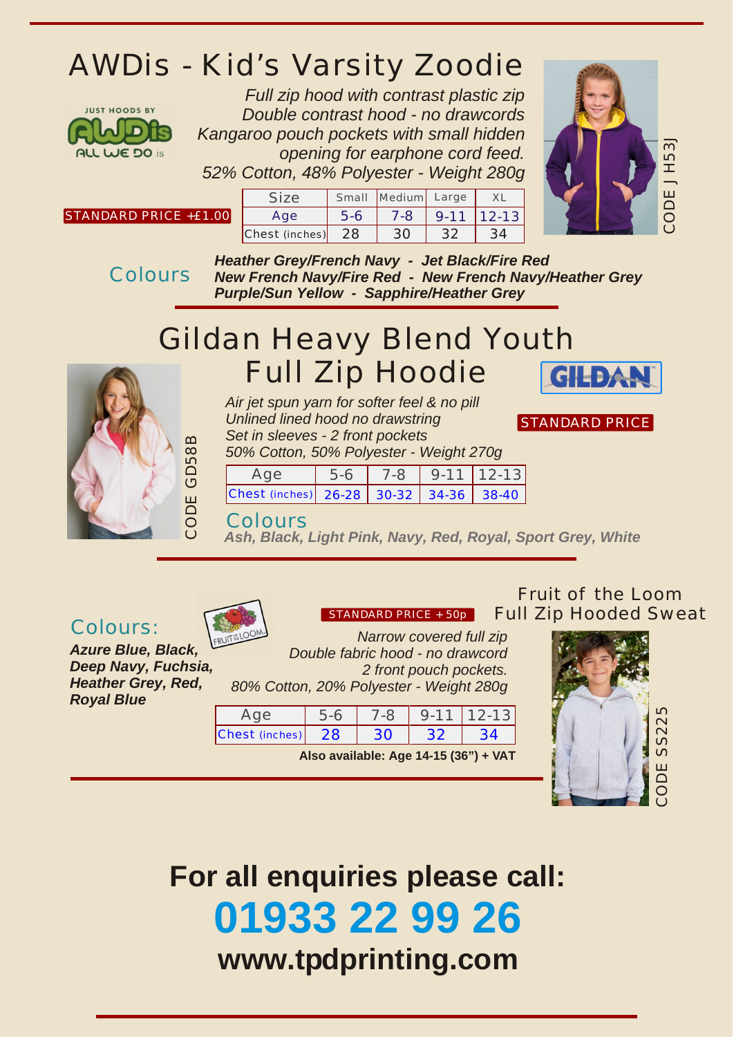# AWDis - Kid's Varsity Zoodie

JUST HOODS BY AWDis ALL WE DO is

*Full zip hood with contrast plastic zip*
*Double contrast hood - no drawcords*
*Kangaroo pouch pockets with small hidden opening for earphone cord feed.*
*52% Cotton, 48% Polyester - Weight 280g*

STANDARD PRICE +£1.00

| Size | Small | Medium | Large | XL |
|---|---|---|---|---|
| Age | 5-6 | 7-8 | 9-11 | 12-13 |
| Chest (inches) | 28 | 30 | 32 | 34 |

CODE J H53J

Colours

***Heather Grey/French Navy - Jet Black/Fire Red***
***New French Navy/Fire Red - New French Navy/Heather Grey***
***Purple/Sun Yellow - Sapphire/Heather Grey***

# Gildan Heavy Blend Youth Full Zip Hoodie

GILDAN

*Air jet spun yarn for softer feel & no pill*
*Unlined lined hood no drawstring*
*Set in sleeves - 2 front pockets*
*50% Cotton, 50% Polyester - Weight 270g*

STANDARD PRICE

| Age | 5-6 | 7-8 | 9-11 | 12-13 |
|---|---|---|---|---|
| Chest (inches) | 26-28 | 30-32 | 34-36 | 38-40 |

CODE GD58B

Colours

***Ash, Black, Light Pink, Navy, Red, Royal, Sport Grey, White***

# Fruit of the Loom Full Zip Hooded Sweat

STANDARD PRICE +50p

Colours:

***Azure Blue, Black, Deep Navy, Fuchsia, Heather Grey, Red, Royal Blue***

*Narrow covered full zip*
*Double fabric hood - no drawcord*
*2 front pouch pockets.*
*80% Cotton, 20% Polyester - Weight 280g*

| Age | 5-6 | 7-8 | 9-11 | 12-13 |
|---|---|---|---|---|
| Chest (inches) | 28 | 30 | 32 | 34 |

**Also available: Age 14-15 (36") + VAT**

CODE SS225

## For all enquiries please call:

## 01933 22 99 26

## www.tdpprinting.com